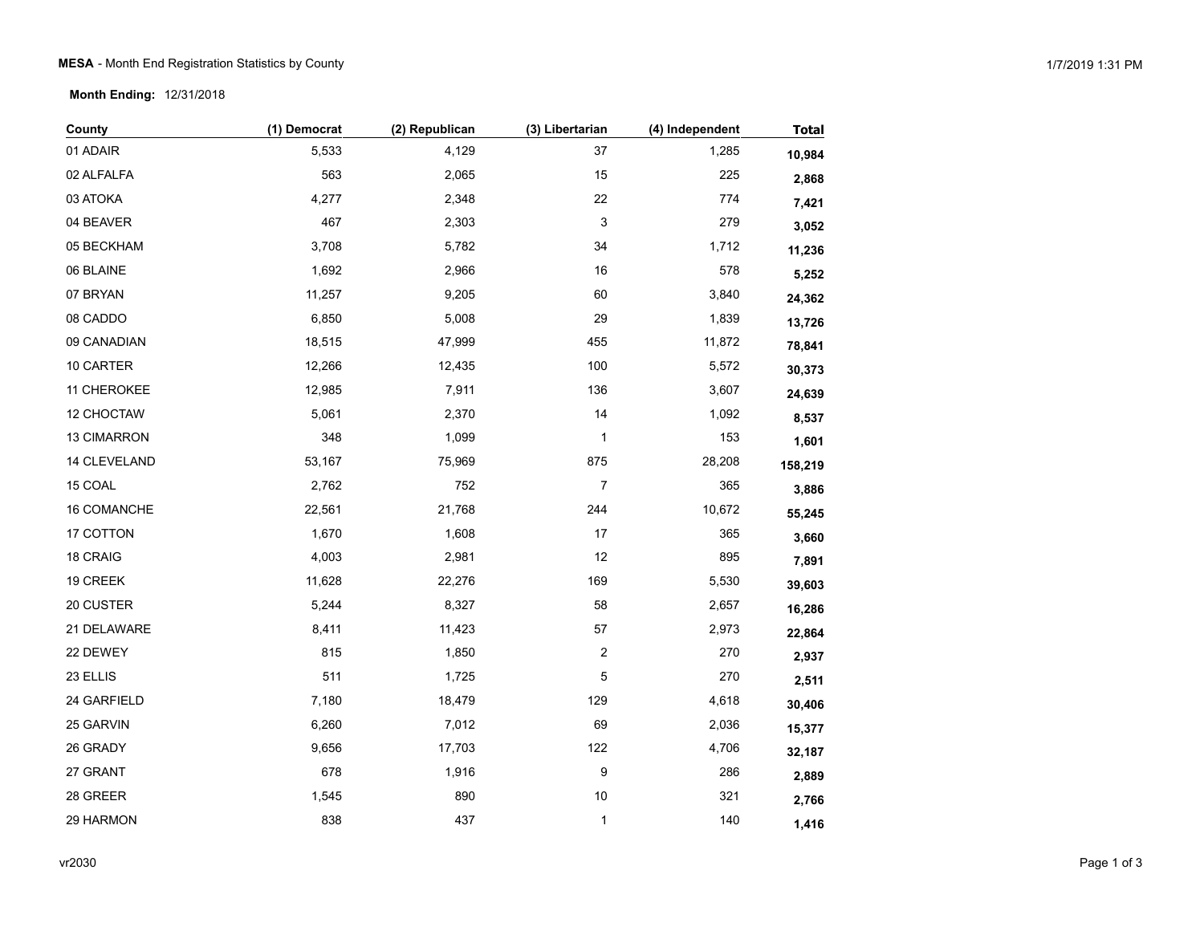**MESA** - Month End Registration Statistics by County

**Month Ending:** 12/31/2018

| County | (1) Democrat | (2) Republican | (3) Libertarian | (4) Independent | Total |
|---|---|---|---|---|---|
| 01 ADAIR | 5,533 | 4,129 | 37 | 1,285 | **10,984** |
| 02 ALFALFA | 563 | 2,065 | 15 | 225 | **2,868** |
| 03 ATOKA | 4,277 | 2,348 | 22 | 774 | **7,421** |
| 04 BEAVER | 467 | 2,303 | 3 | 279 | **3,052** |
| 05 BECKHAM | 3,708 | 5,782 | 34 | 1,712 | **11,236** |
| 06 BLAINE | 1,692 | 2,966 | 16 | 578 | **5,252** |
| 07 BRYAN | 11,257 | 9,205 | 60 | 3,840 | **24,362** |
| 08 CADDO | 6,850 | 5,008 | 29 | 1,839 | **13,726** |
| 09 CANADIAN | 18,515 | 47,999 | 455 | 11,872 | **78,841** |
| 10 CARTER | 12,266 | 12,435 | 100 | 5,572 | **30,373** |
| 11 CHEROKEE | 12,985 | 7,911 | 136 | 3,607 | **24,639** |
| 12 CHOCTAW | 5,061 | 2,370 | 14 | 1,092 | **8,537** |
| 13 CIMARRON | 348 | 1,099 | 1 | 153 | **1,601** |
| 14 CLEVELAND | 53,167 | 75,969 | 875 | 28,208 | **158,219** |
| 15 COAL | 2,762 | 752 | 7 | 365 | **3,886** |
| 16 COMANCHE | 22,561 | 21,768 | 244 | 10,672 | **55,245** |
| 17 COTTON | 1,670 | 1,608 | 17 | 365 | **3,660** |
| 18 CRAIG | 4,003 | 2,981 | 12 | 895 | **7,891** |
| 19 CREEK | 11,628 | 22,276 | 169 | 5,530 | **39,603** |
| 20 CUSTER | 5,244 | 8,327 | 58 | 2,657 | **16,286** |
| 21 DELAWARE | 8,411 | 11,423 | 57 | 2,973 | **22,864** |
| 22 DEWEY | 815 | 1,850 | 2 | 270 | **2,937** |
| 23 ELLIS | 511 | 1,725 | 5 | 270 | **2,511** |
| 24 GARFIELD | 7,180 | 18,479 | 129 | 4,618 | **30,406** |
| 25 GARVIN | 6,260 | 7,012 | 69 | 2,036 | **15,377** |
| 26 GRADY | 9,656 | 17,703 | 122 | 4,706 | **32,187** |
| 27 GRANT | 678 | 1,916 | 9 | 286 | **2,889** |
| 28 GREER | 1,545 | 890 | 10 | 321 | **2,766** |
| 29 HARMON | 838 | 437 | 1 | 140 | **1,416** |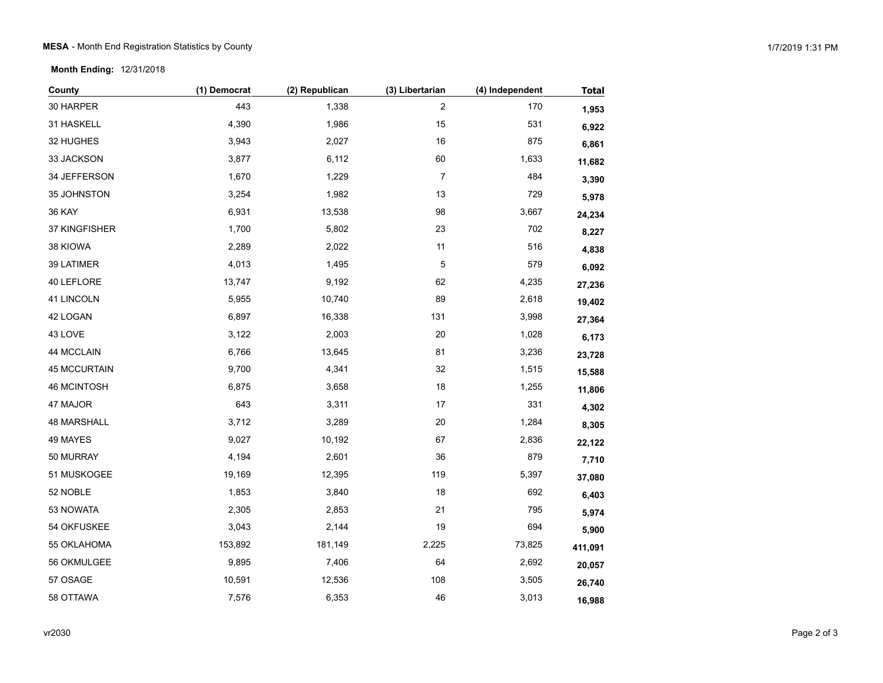**MESA** - Month End Registration Statistics by County

**Month Ending:** 12/31/2018

| County | (1) Democrat | (2) Republican | (3) Libertarian | (4) Independent | Total |
|---|---|---|---|---|---|
| 30 HARPER | 443 | 1,338 | 2 | 170 | **1,953** |
| 31 HASKELL | 4,390 | 1,986 | 15 | 531 | **6,922** |
| 32 HUGHES | 3,943 | 2,027 | 16 | 875 | **6,861** |
| 33 JACKSON | 3,877 | 6,112 | 60 | 1,633 | **11,682** |
| 34 JEFFERSON | 1,670 | 1,229 | 7 | 484 | **3,390** |
| 35 JOHNSTON | 3,254 | 1,982 | 13 | 729 | **5,978** |
| 36 KAY | 6,931 | 13,538 | 98 | 3,667 | **24,234** |
| 37 KINGFISHER | 1,700 | 5,802 | 23 | 702 | **8,227** |
| 38 KIOWA | 2,289 | 2,022 | 11 | 516 | **4,838** |
| 39 LATIMER | 4,013 | 1,495 | 5 | 579 | **6,092** |
| 40 LEFLORE | 13,747 | 9,192 | 62 | 4,235 | **27,236** |
| 41 LINCOLN | 5,955 | 10,740 | 89 | 2,618 | **19,402** |
| 42 LOGAN | 6,897 | 16,338 | 131 | 3,998 | **27,364** |
| 43 LOVE | 3,122 | 2,003 | 20 | 1,028 | **6,173** |
| 44 MCCLAIN | 6,766 | 13,645 | 81 | 3,236 | **23,728** |
| 45 MCCURTAIN | 9,700 | 4,341 | 32 | 1,515 | **15,588** |
| 46 MCINTOSH | 6,875 | 3,658 | 18 | 1,255 | **11,806** |
| 47 MAJOR | 643 | 3,311 | 17 | 331 | **4,302** |
| 48 MARSHALL | 3,712 | 3,289 | 20 | 1,284 | **8,305** |
| 49 MAYES | 9,027 | 10,192 | 67 | 2,836 | **22,122** |
| 50 MURRAY | 4,194 | 2,601 | 36 | 879 | **7,710** |
| 51 MUSKOGEE | 19,169 | 12,395 | 119 | 5,397 | **37,080** |
| 52 NOBLE | 1,853 | 3,840 | 18 | 692 | **6,403** |
| 53 NOWATA | 2,305 | 2,853 | 21 | 795 | **5,974** |
| 54 OKFUSKEE | 3,043 | 2,144 | 19 | 694 | **5,900** |
| 55 OKLAHOMA | 153,892 | 181,149 | 2,225 | 73,825 | **411,091** |
| 56 OKMULGEE | 9,895 | 7,406 | 64 | 2,692 | **20,057** |
| 57 OSAGE | 10,591 | 12,536 | 108 | 3,505 | **26,740** |
| 58 OTTAWA | 7,576 | 6,353 | 46 | 3,013 | **16,988** |

vr2030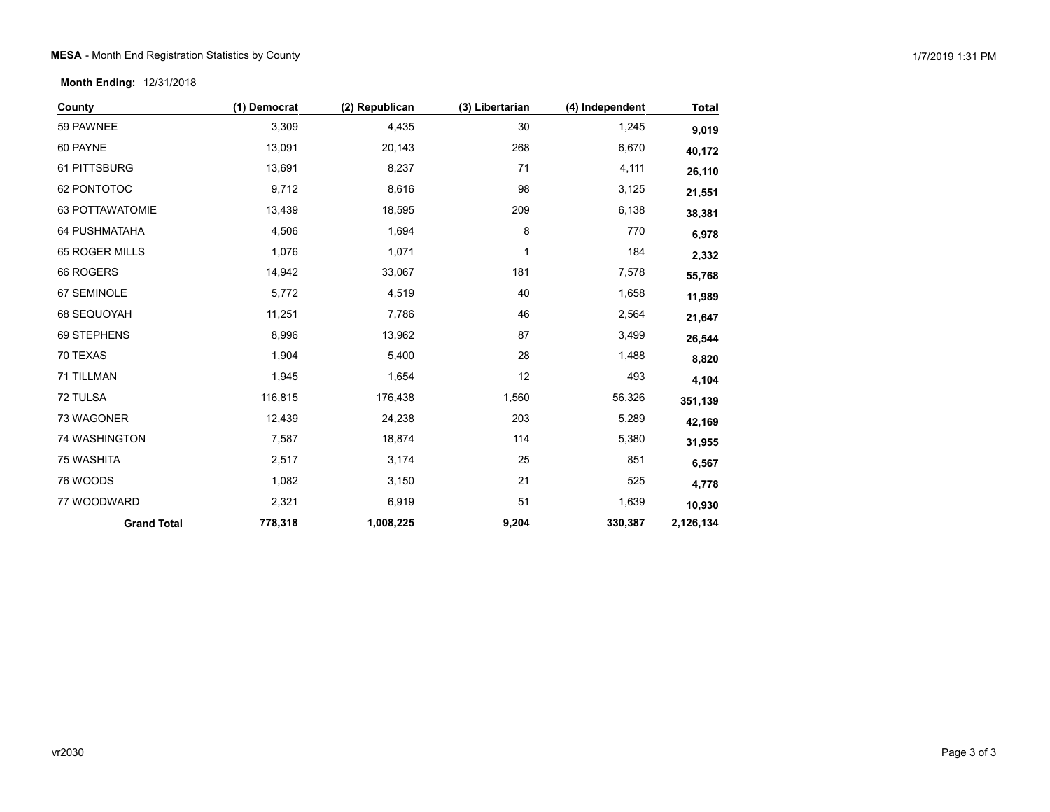**MESA** - Month End Registration Statistics by County

**Month Ending:** 12/31/2018

| County | (1) Democrat | (2) Republican | (3) Libertarian | (4) Independent | Total |
|---|---|---|---|---|---|
| 59 PAWNEE | 3,309 | 4,435 | 30 | 1,245 | **9,019** |
| 60 PAYNE | 13,091 | 20,143 | 268 | 6,670 | **40,172** |
| 61 PITTSBURG | 13,691 | 8,237 | 71 | 4,111 | **26,110** |
| 62 PONTOTOC | 9,712 | 8,616 | 98 | 3,125 | **21,551** |
| 63 POTTAWATOMIE | 13,439 | 18,595 | 209 | 6,138 | **38,381** |
| 64 PUSHMATAHA | 4,506 | 1,694 | 8 | 770 | **6,978** |
| 65 ROGER MILLS | 1,076 | 1,071 | 1 | 184 | **2,332** |
| 66 ROGERS | 14,942 | 33,067 | 181 | 7,578 | **55,768** |
| 67 SEMINOLE | 5,772 | 4,519 | 40 | 1,658 | **11,989** |
| 68 SEQUOYAH | 11,251 | 7,786 | 46 | 2,564 | **21,647** |
| 69 STEPHENS | 8,996 | 13,962 | 87 | 3,499 | **26,544** |
| 70 TEXAS | 1,904 | 5,400 | 28 | 1,488 | **8,820** |
| 71 TILLMAN | 1,945 | 1,654 | 12 | 493 | **4,104** |
| 72 TULSA | 116,815 | 176,438 | 1,560 | 56,326 | **351,139** |
| 73 WAGONER | 12,439 | 24,238 | 203 | 5,289 | **42,169** |
| 74 WASHINGTON | 7,587 | 18,874 | 114 | 5,380 | **31,955** |
| 75 WASHITA | 2,517 | 3,174 | 25 | 851 | **6,567** |
| 76 WOODS | 1,082 | 3,150 | 21 | 525 | **4,778** |
| 77 WOODWARD | 2,321 | 6,919 | 51 | 1,639 | **10,930** |
| **Grand Total** | **778,318** | **1,008,225** | **9,204** | **330,387** | **2,126,134** |